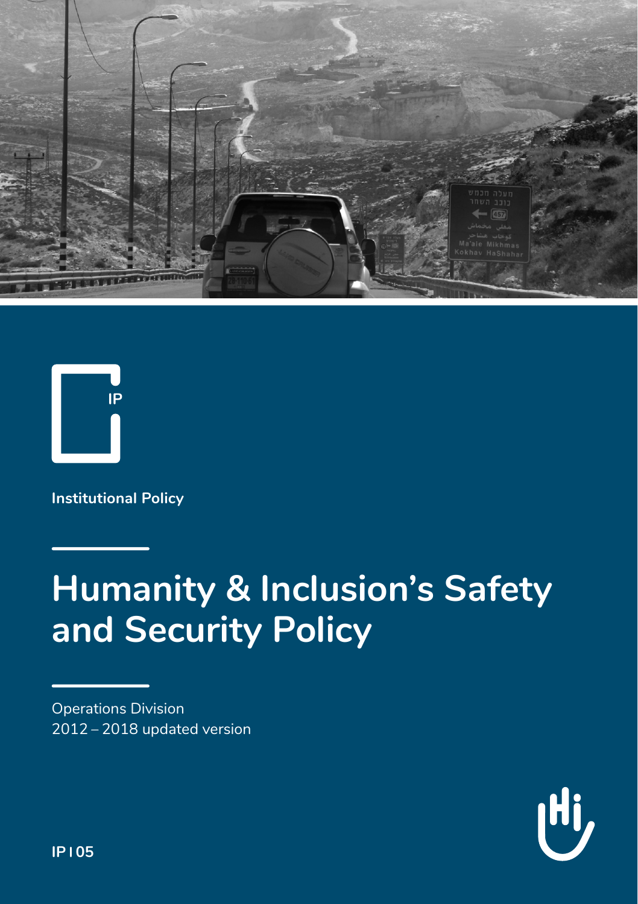IP

**Institutional Policy**

# Humanity & Inclusion's Safety and Security Policy

Operations Division
2012 – 2018 updated version

**IP | 05**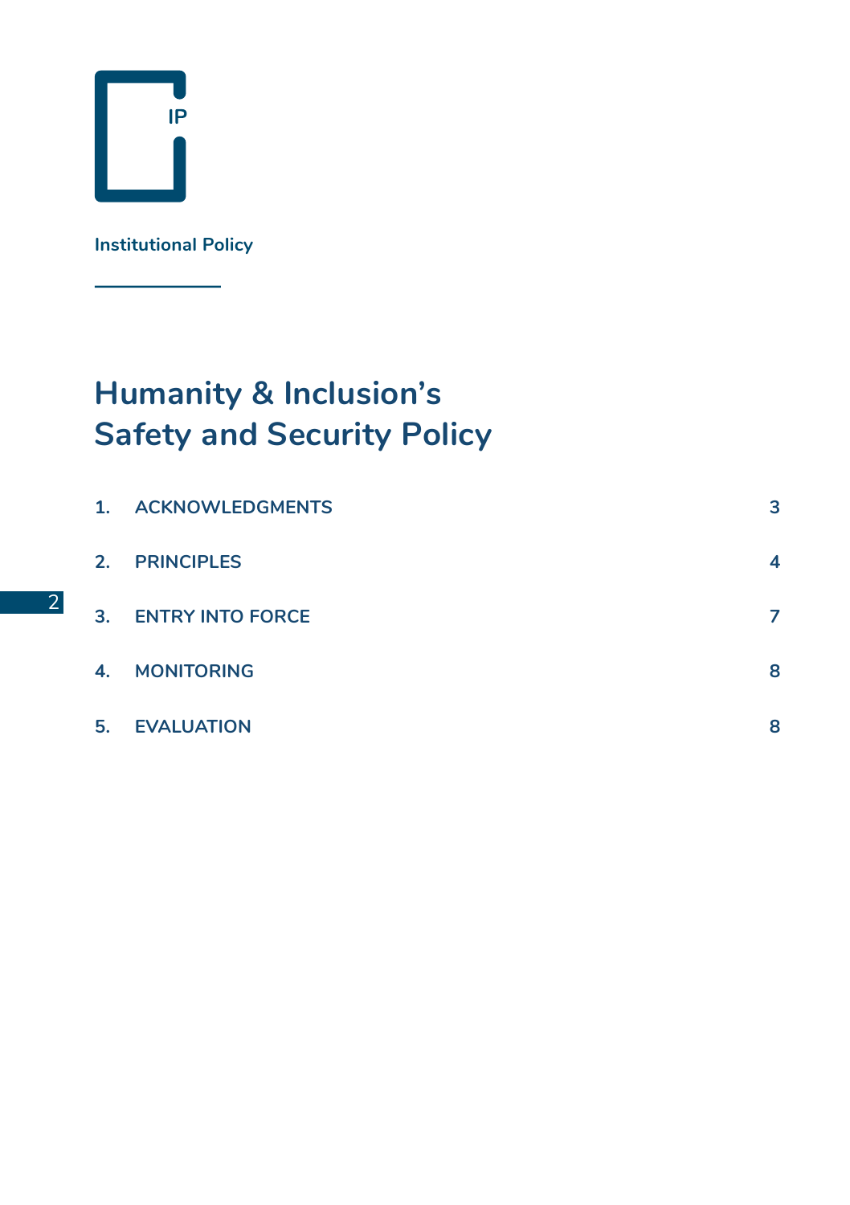IP

**Institutional Policy**

# Humanity & Inclusion's Safety and Security Policy

| | | |
|---|---|---|
| 1. | ACKNOWLEDGMENTS | 3 |
| 2. | PRINCIPLES | 4 |
| 3. | ENTRY INTO FORCE | 7 |
| 4. | MONITORING | 8 |
| 5. | EVALUATION | 8 |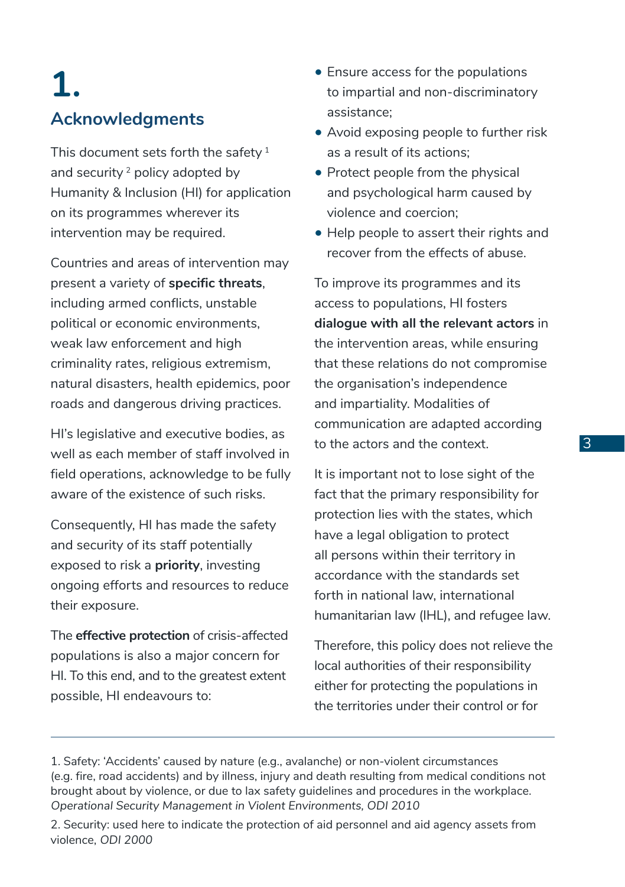# 1. Acknowledgments

This document sets forth the safety [1] and security [2] policy adopted by Humanity & Inclusion (HI) for application on its programmes wherever its intervention may be required.

Countries and areas of intervention may present a variety of **specific threats**, including armed conflicts, unstable political or economic environments, weak law enforcement and high criminality rates, religious extremism, natural disasters, health epidemics, poor roads and dangerous driving practices.

HI's legislative and executive bodies, as well as each member of staff involved in field operations, acknowledge to be fully aware of the existence of such risks.

Consequently, HI has made the safety and security of its staff potentially exposed to risk a **priority**, investing ongoing efforts and resources to reduce their exposure.

The **effective protection** of crisis-affected populations is also a major concern for HI. To this end, and to the greatest extent possible, HI endeavours to:

- Ensure access for the populations to impartial and non-discriminatory assistance;
- Avoid exposing people to further risk as a result of its actions;
- Protect people from the physical and psychological harm caused by violence and coercion;
- Help people to assert their rights and recover from the effects of abuse.

To improve its programmes and its access to populations, HI fosters **dialogue with all the relevant actors** in the intervention areas, while ensuring that these relations do not compromise the organisation's independence and impartiality. Modalities of communication are adapted according to the actors and the context.

It is important not to lose sight of the fact that the primary responsibility for protection lies with the states, which have a legal obligation to protect all persons within their territory in accordance with the standards set forth in national law, international humanitarian law (IHL), and refugee law.

Therefore, this policy does not relieve the local authorities of their responsibility either for protecting the populations in the territories under their control or for

---

1. Safety: 'Accidents' caused by nature (e.g., avalanche) or non-violent circumstances (e.g. fire, road accidents) and by illness, injury and death resulting from medical conditions not brought about by violence, or due to lax safety guidelines and procedures in the workplace. *Operational Security Management in Violent Environments, ODI 2010*

2. Security: used here to indicate the protection of aid personnel and aid agency assets from violence, *ODI 2000*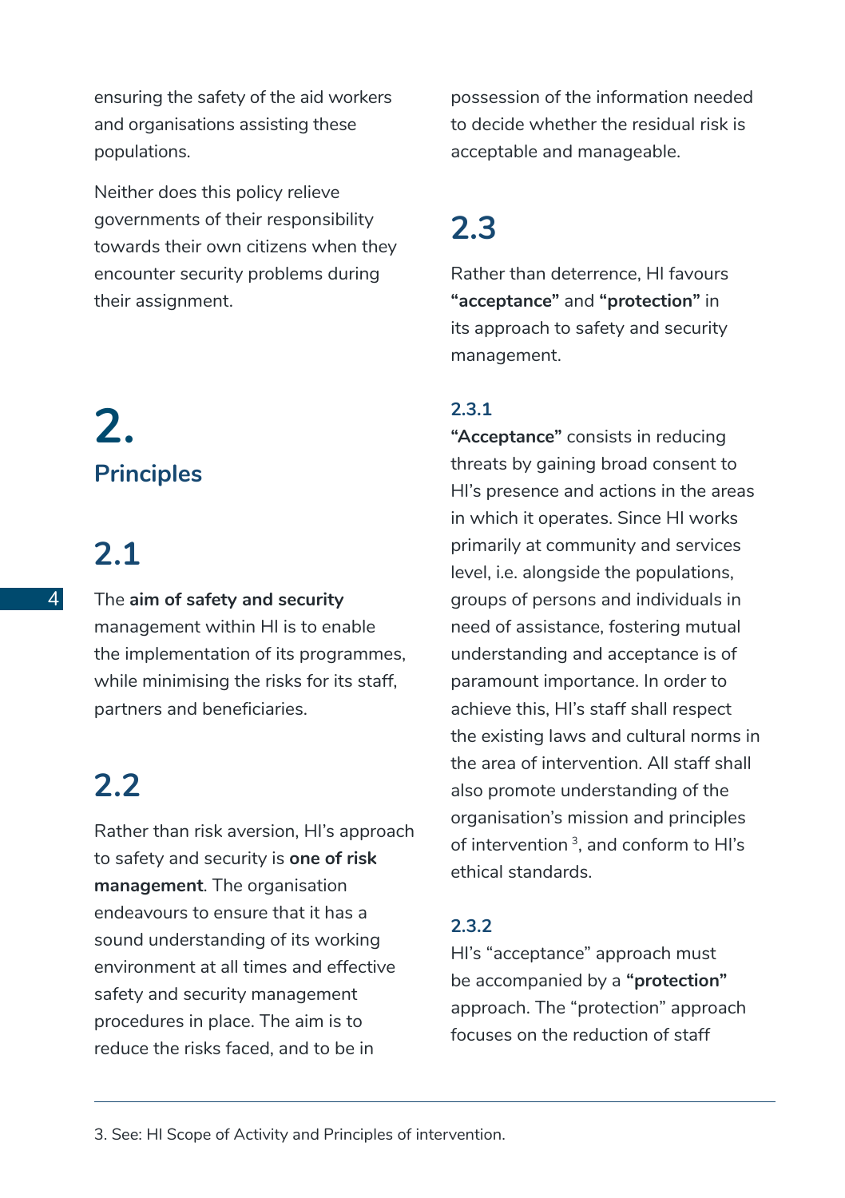ensuring the safety of the aid workers and organisations assisting these populations.

Neither does this policy relieve governments of their responsibility towards their own citizens when they encounter security problems during their assignment.

# 2. Principles

## 2.1

The **aim of safety and security** management within HI is to enable the implementation of its programmes, while minimising the risks for its staff, partners and beneficiaries.

## 2.2

Rather than risk aversion, HI's approach to safety and security is **one of risk management**. The organisation endeavours to ensure that it has a sound understanding of its working environment at all times and effective safety and security management procedures in place. The aim is to reduce the risks faced, and to be in possession of the information needed to decide whether the residual risk is acceptable and manageable.

## 2.3

Rather than deterrence, HI favours **"acceptance"** and **"protection"** in its approach to safety and security management.

### 2.3.1

**"Acceptance"** consists in reducing threats by gaining broad consent to HI's presence and actions in the areas in which it operates. Since HI works primarily at community and services level, i.e. alongside the populations, groups of persons and individuals in need of assistance, fostering mutual understanding and acceptance is of paramount importance. In order to achieve this, HI's staff shall respect the existing laws and cultural norms in the area of intervention. All staff shall also promote understanding of the organisation's mission and principles of intervention [3], and conform to HI's ethical standards.

### 2.3.2

HI's "acceptance" approach must be accompanied by a **"protection"** approach. The "protection" approach focuses on the reduction of staff

---

3. See: HI Scope of Activity and Principles of intervention.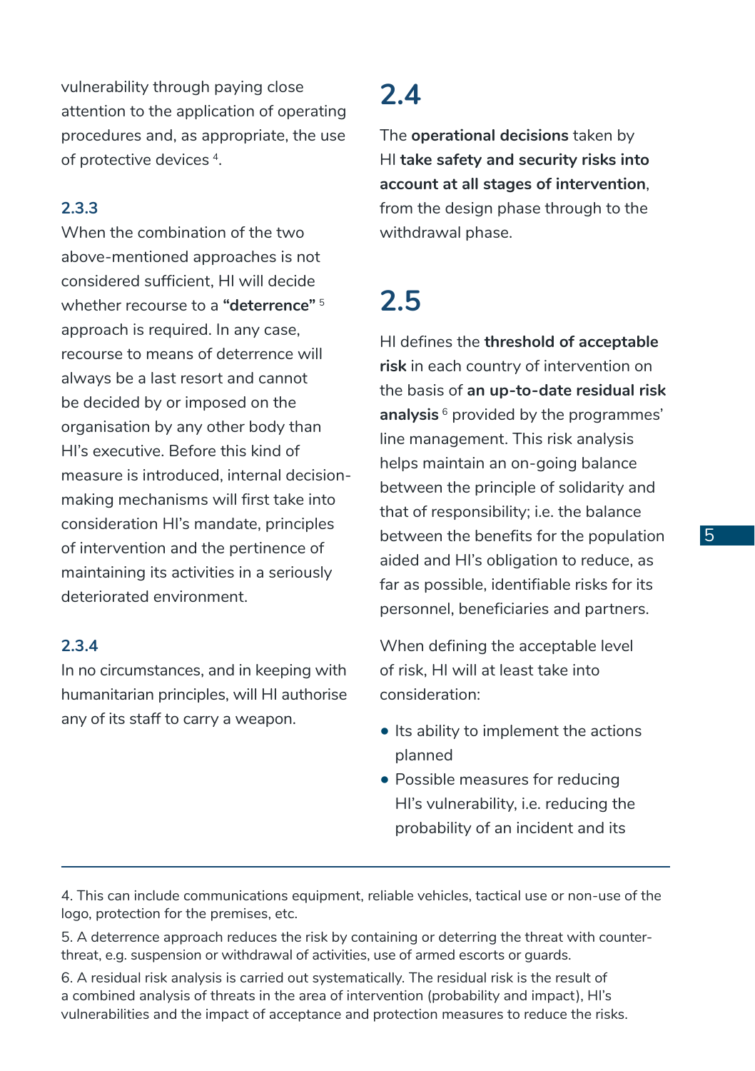vulnerability through paying close attention to the application of operating procedures and, as appropriate, the use of protective devices [4].

### 2.3.3

When the combination of the two above-mentioned approaches is not considered sufficient, HI will decide whether recourse to a **"deterrence"** [5] approach is required. In any case, recourse to means of deterrence will always be a last resort and cannot be decided by or imposed on the organisation by any other body than HI's executive. Before this kind of measure is introduced, internal decision-making mechanisms will first take into consideration HI's mandate, principles of intervention and the pertinence of maintaining its activities in a seriously deteriorated environment.

### 2.3.4

In no circumstances, and in keeping with humanitarian principles, will HI authorise any of its staff to carry a weapon.

## 2.4

The **operational decisions** taken by HI **take safety and security risks into account at all stages of intervention**, from the design phase through to the withdrawal phase.

## 2.5

HI defines the **threshold of acceptable risk** in each country of intervention on the basis of **an up-to-date residual risk analysis** [6] provided by the programmes' line management. This risk analysis helps maintain an on-going balance between the principle of solidarity and that of responsibility; i.e. the balance between the benefits for the population aided and HI's obligation to reduce, as far as possible, identifiable risks for its personnel, beneficiaries and partners.

When defining the acceptable level of risk, HI will at least take into consideration:

- Its ability to implement the actions planned
- Possible measures for reducing HI's vulnerability, i.e. reducing the probability of an incident and its

---

4. This can include communications equipment, reliable vehicles, tactical use or non-use of the logo, protection for the premises, etc.

5. A deterrence approach reduces the risk by containing or deterring the threat with counter-threat, e.g. suspension or withdrawal of activities, use of armed escorts or guards.

6. A residual risk analysis is carried out systematically. The residual risk is the result of a combined analysis of threats in the area of intervention (probability and impact), HI's vulnerabilities and the impact of acceptance and protection measures to reduce the risks.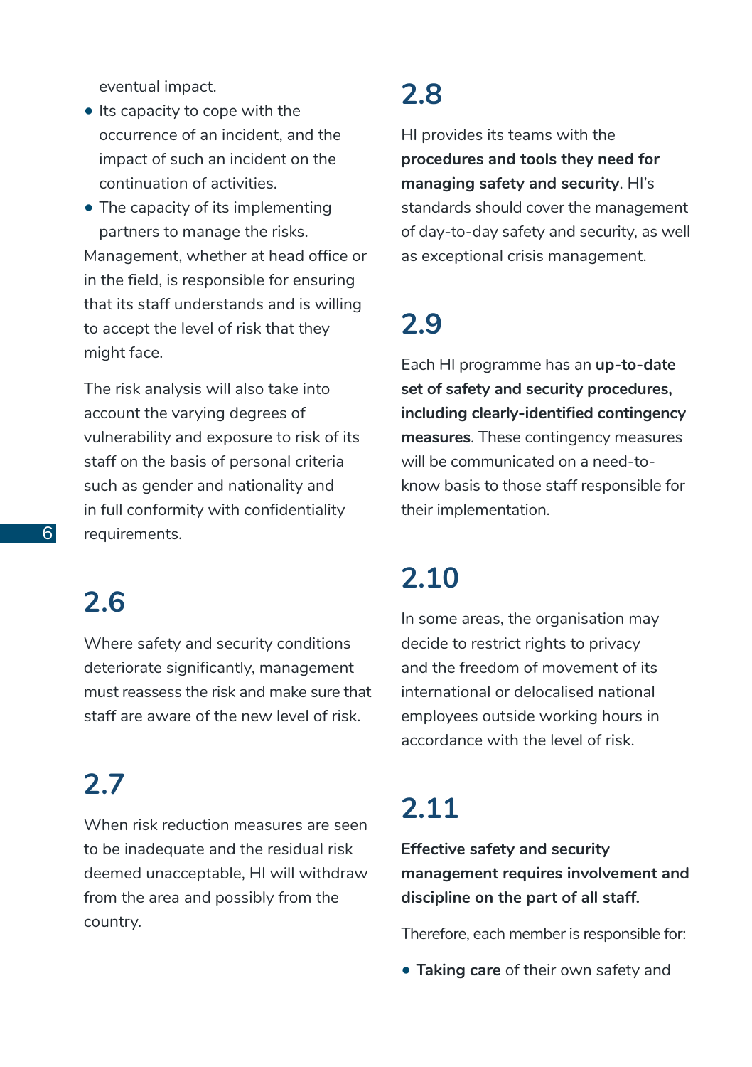eventual impact.

- Its capacity to cope with the occurrence of an incident, and the impact of such an incident on the continuation of activities.
- The capacity of its implementing partners to manage the risks.

Management, whether at head office or in the field, is responsible for ensuring that its staff understands and is willing to accept the level of risk that they might face.

The risk analysis will also take into account the varying degrees of vulnerability and exposure to risk of its staff on the basis of personal criteria such as gender and nationality and in full conformity with confidentiality requirements.

## 2.6

Where safety and security conditions deteriorate significantly, management must reassess the risk and make sure that staff are aware of the new level of risk.

## 2.7

When risk reduction measures are seen to be inadequate and the residual risk deemed unacceptable, HI will withdraw from the area and possibly from the country.

## 2.8

HI provides its teams with the **procedures and tools they need for managing safety and security**. HI's standards should cover the management of day-to-day safety and security, as well as exceptional crisis management.

## 2.9

Each HI programme has an **up-to-date set of safety and security procedures, including clearly-identified contingency measures**. These contingency measures will be communicated on a need-to-know basis to those staff responsible for their implementation.

## 2.10

In some areas, the organisation may decide to restrict rights to privacy and the freedom of movement of its international or delocalised national employees outside working hours in accordance with the level of risk.

## 2.11

**Effective safety and security management requires involvement and discipline on the part of all staff.**

Therefore, each member is responsible for:

- **Taking care** of their own safety and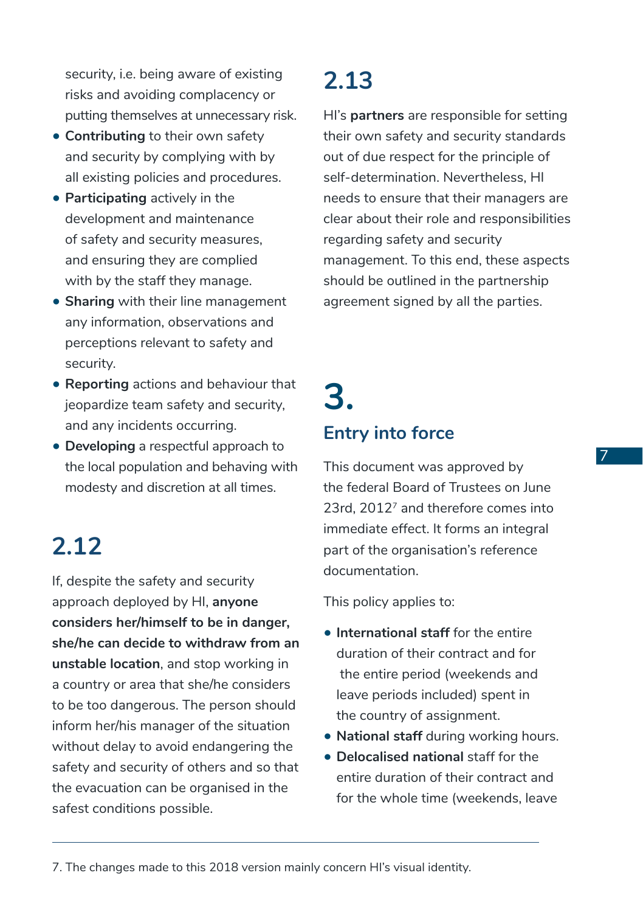security, i.e. being aware of existing risks and avoiding complacency or putting themselves at unnecessary risk.
- **Contributing** to their own safety and security by complying with by all existing policies and procedures.
- **Participating** actively in the development and maintenance of safety and security measures, and ensuring they are complied with by the staff they manage.
- **Sharing** with their line management any information, observations and perceptions relevant to safety and security.
- **Reporting** actions and behaviour that jeopardize team safety and security, and any incidents occurring.
- **Developing** a respectful approach to the local population and behaving with modesty and discretion at all times.

## 2.12

If, despite the safety and security approach deployed by HI, **anyone considers her/himself to be in danger, she/he can decide to withdraw from an unstable location**, and stop working in a country or area that she/he considers to be too dangerous. The person should inform her/his manager of the situation without delay to avoid endangering the safety and security of others and so that the evacuation can be organised in the safest conditions possible.

## 2.13

HI's **partners** are responsible for setting their own safety and security standards out of due respect for the principle of self-determination. Nevertheless, HI needs to ensure that their managers are clear about their role and responsibilities regarding safety and security management. To this end, these aspects should be outlined in the partnership agreement signed by all the parties.

# 3.

## Entry into force

This document was approved by the federal Board of Trustees on June 23rd, 2012[7] and therefore comes into immediate effect. It forms an integral part of the organisation's reference documentation.

This policy applies to:

- **International staff** for the entire duration of their contract and for the entire period (weekends and leave periods included) spent in the country of assignment.
- **National staff** during working hours.
- **Delocalised national** staff for the entire duration of their contract and for the whole time (weekends, leave

7. The changes made to this 2018 version mainly concern HI's visual identity.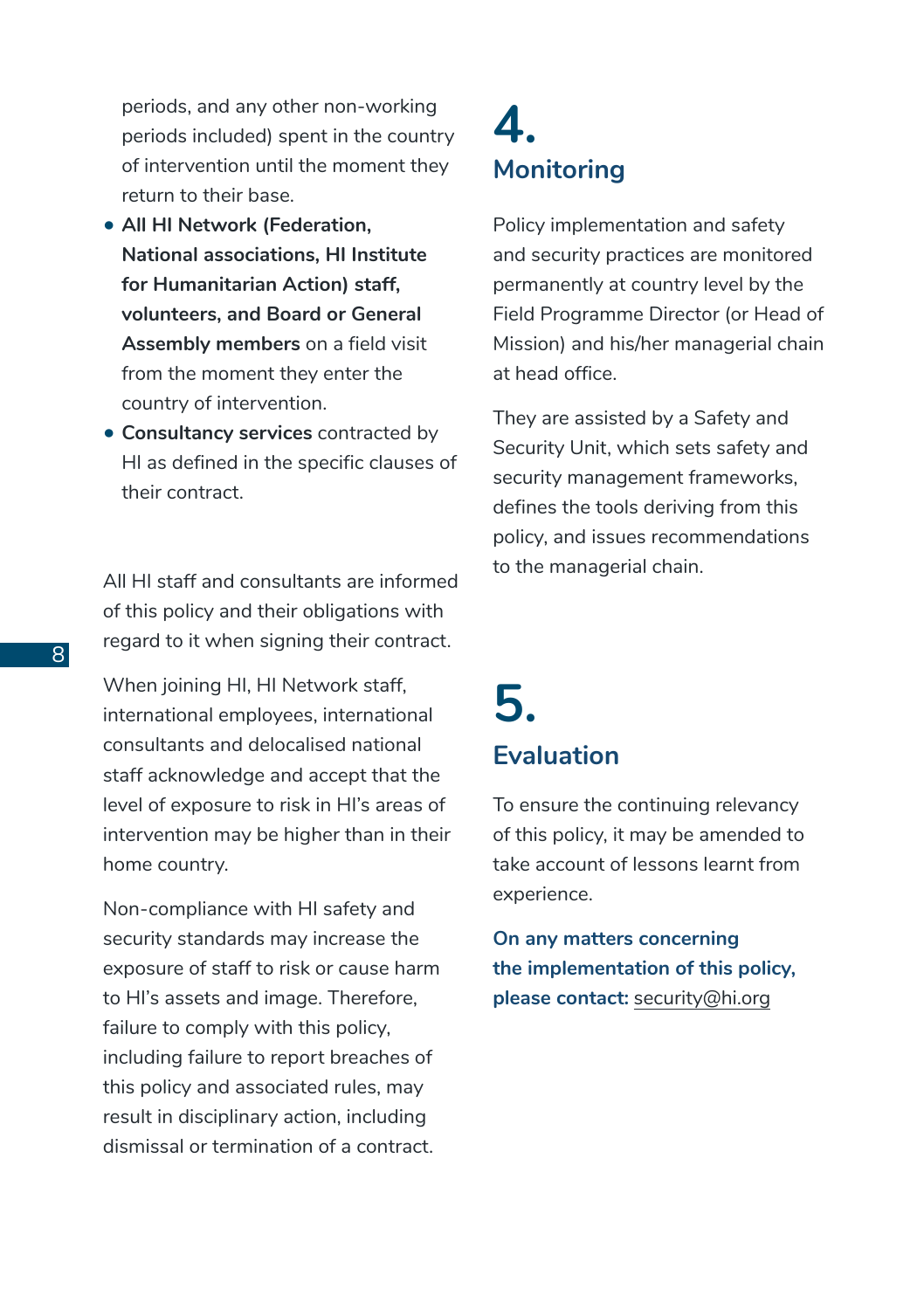periods, and any other non-working periods included) spent in the country of intervention until the moment they return to their base.

- **All HI Network (Federation, National associations, HI Institute for Humanitarian Action) staff, volunteers, and Board or General Assembly members** on a field visit from the moment they enter the country of intervention.
- **Consultancy services** contracted by HI as defined in the specific clauses of their contract.

All HI staff and consultants are informed of this policy and their obligations with regard to it when signing their contract.

When joining HI, HI Network staff, international employees, international consultants and delocalised national staff acknowledge and accept that the level of exposure to risk in HI's areas of intervention may be higher than in their home country.

Non-compliance with HI safety and security standards may increase the exposure of staff to risk or cause harm to HI's assets and image. Therefore, failure to comply with this policy, including failure to report breaches of this policy and associated rules, may result in disciplinary action, including dismissal or termination of a contract.

# 4. Monitoring

Policy implementation and safety and security practices are monitored permanently at country level by the Field Programme Director (or Head of Mission) and his/her managerial chain at head office.

They are assisted by a Safety and Security Unit, which sets safety and security management frameworks, defines the tools deriving from this policy, and issues recommendations to the managerial chain.

# 5. Evaluation

To ensure the continuing relevancy of this policy, it may be amended to take account of lessons learnt from experience.

**On any matters concerning the implementation of this policy, please contact:** security@hi.org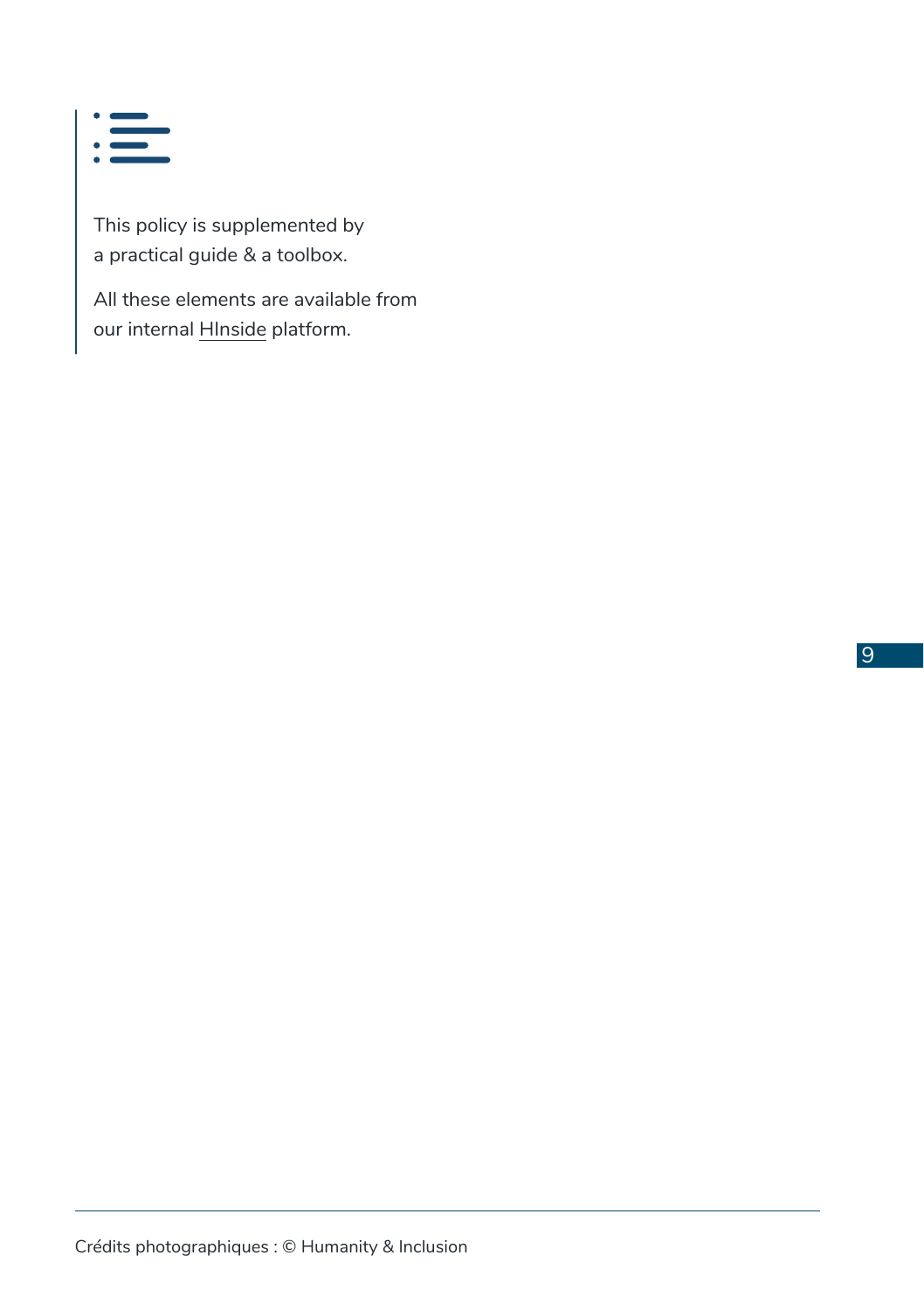This policy is supplemented by a practical guide & a toolbox.

All these elements are available from our internal HInside platform.

Crédits photographiques : © Humanity & Inclusion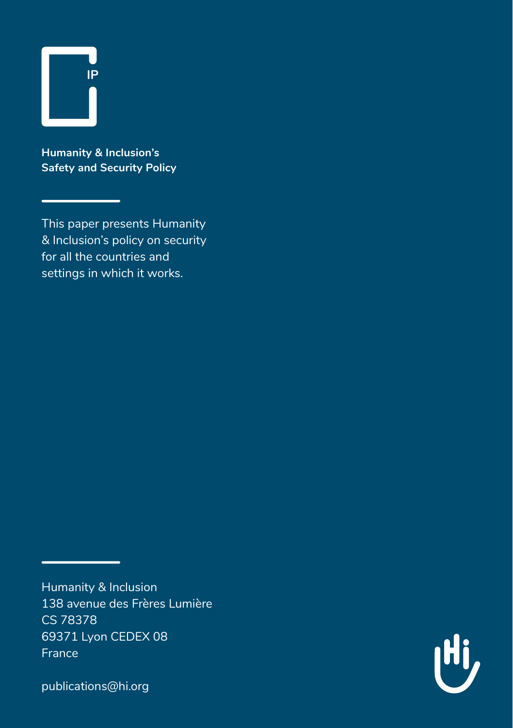IP

**Humanity & Inclusion's Safety and Security Policy**

This paper presents Humanity & Inclusion's policy on security for all the countries and settings in which it works.

Humanity & Inclusion
138 avenue des Frères Lumière
CS 78378
69371 Lyon CEDEX 08
France

publications@hi.org